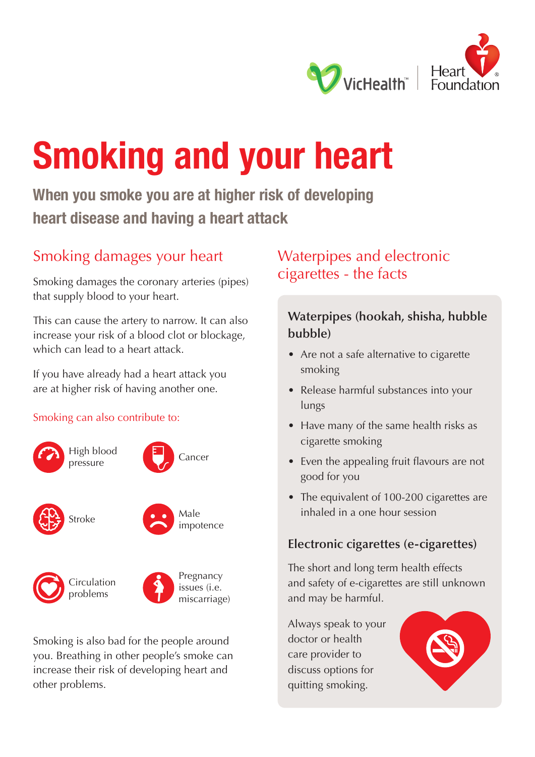# Smoking and your heart

## When you smoke you are at higher risk of developing heart disease and having a heart attack

## Smoking damages your heart

Smoking damages the coronary arteries (pipes) that supply blood to your heart.

This can cause the artery to narrow. It can also increase your risk of a blood clot or blockage, which can lead to a heart attack.

If you have already had a heart attack you are at higher risk of having another one.

Smoking can also contribute to:

- High blood pressure
- Cancer
- Stroke
- Male impotence
- Circulation problems
- Pregnancy issues (i.e. miscarriage)

Smoking is also bad for the people around you. Breathing in other people's smoke can increase their risk of developing heart and other problems.

## Waterpipes and electronic cigarettes - the facts

### Waterpipes (hookah, shisha, hubble bubble)

- Are not a safe alternative to cigarette smoking
- Release harmful substances into your lungs
- Have many of the same health risks as cigarette smoking
- Even the appealing fruit flavours are not good for you
- The equivalent of 100-200 cigarettes are inhaled in a one hour session

### Electronic cigarettes (e-cigarettes)

The short and long term health effects and safety of e-cigarettes are still unknown and may be harmful.

Always speak to your doctor or health care provider to discuss options for quitting smoking.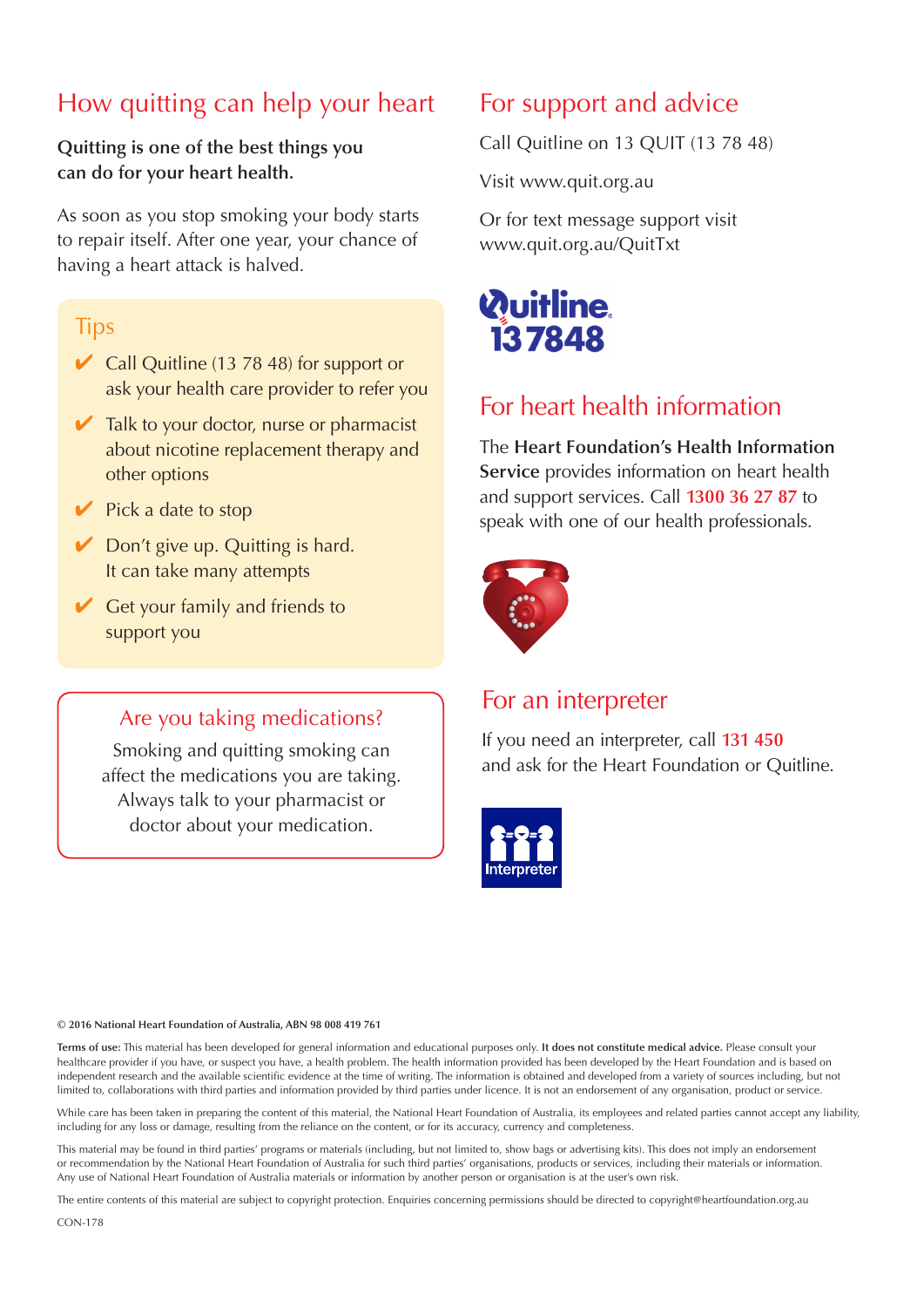## How quitting can help your heart

**Quitting is one of the best things you can do for your heart health.**

As soon as you stop smoking your body starts to repair itself. After one year, your chance of having a heart attack is halved.

### Tips

- ✔ Call Quitline (13 78 48) for support or ask your health care provider to refer you
- ✔ Talk to your doctor, nurse or pharmacist about nicotine replacement therapy and other options
- ✔ Pick a date to stop
- ✔ Don't give up. Quitting is hard. It can take many attempts
- ✔ Get your family and friends to support you

### Are you taking medications?

Smoking and quitting smoking can affect the medications you are taking. Always talk to your pharmacist or doctor about your medication.

## For support and advice

Call Quitline on 13 QUIT (13 78 48)

Visit www.quit.org.au

Or for text message support visit www.quit.org.au/QuitTxt

Quitline 13 7848

## For heart health information

The **Heart Foundation's Health Information Service** provides information on heart health and support services. Call **1300 36 27 87** to speak with one of our health professionals.

## For an interpreter

If you need an interpreter, call **131 450** and ask for the Heart Foundation or Quitline.

Interpreter

**© 2016 National Heart Foundation of Australia, ABN 98 008 419 761**

**Terms of use:** This material has been developed for general information and educational purposes only. **It does not constitute medical advice.** Please consult your healthcare provider if you have, or suspect you have, a health problem. The health information provided has been developed by the Heart Foundation and is based on independent research and the available scientific evidence at the time of writing. The information is obtained and developed from a variety of sources including, but not limited to, collaborations with third parties and information provided by third parties under licence. It is not an endorsement of any organisation, product or service.

While care has been taken in preparing the content of this material, the National Heart Foundation of Australia, its employees and related parties cannot accept any liability, including for any loss or damage, resulting from the reliance on the content, or for its accuracy, currency and completeness.

This material may be found in third parties' programs or materials (including, but not limited to, show bags or advertising kits). This does not imply an endorsement or recommendation by the National Heart Foundation of Australia for such third parties' organisations, products or services, including their materials or information. Any use of National Heart Foundation of Australia materials or information by another person or organisation is at the user's own risk.

The entire contents of this material are subject to copyright protection. Enquiries concerning permissions should be directed to copyright@heartfoundation.org.au

CON-178